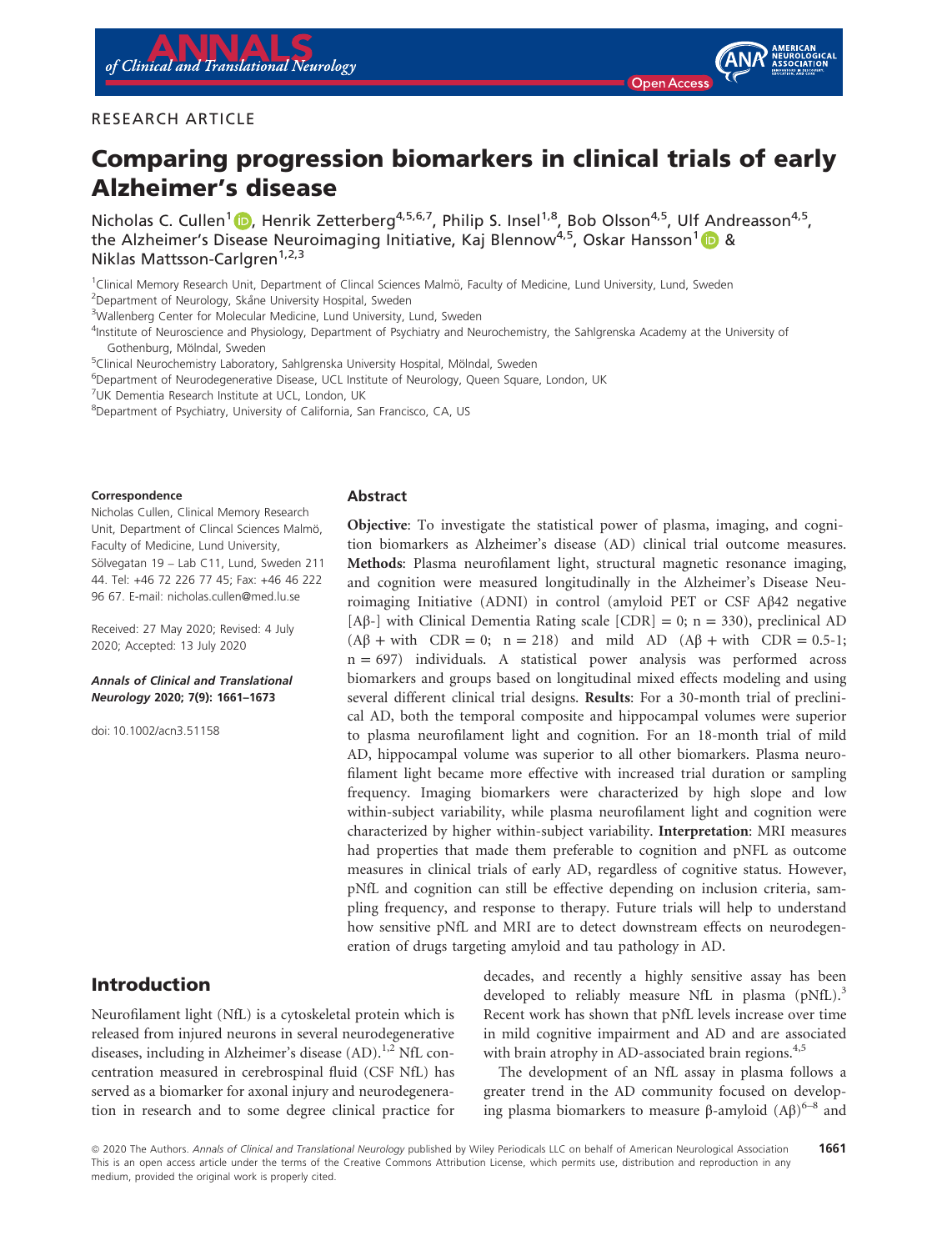RESEARCH ARTICLE

# Comparing progression biomarkers in clinical trials of early Alzheimer's disease

Nicholas C. Cullen[1], Henrik Zetterberg[4,5,6,7], Philip S. Insel[1,8], Bob Olsson[4,5], Ulf Andreasson[4,5], the Alzheimer's Disease Neuroimaging Initiative, Kaj Blennow[4,5], Oskar Hansson[1] & Niklas Mattsson-Carlgren[1,2,3]

[1]Clinical Memory Research Unit, Department of Clincal Sciences Malmö, Faculty of Medicine, Lund University, Lund, Sweden
[2]Department of Neurology, Skåne University Hospital, Sweden
[3]Wallenberg Center for Molecular Medicine, Lund University, Lund, Sweden
[4]Institute of Neuroscience and Physiology, Department of Psychiatry and Neurochemistry, the Sahlgrenska Academy at the University of Gothenburg, Mölndal, Sweden
[5]Clinical Neurochemistry Laboratory, Sahlgrenska University Hospital, Mölndal, Sweden
[6]Department of Neurodegenerative Disease, UCL Institute of Neurology, Queen Square, London, UK
[7]UK Dementia Research Institute at UCL, London, UK
[8]Department of Psychiatry, University of California, San Francisco, CA, US

**Correspondence**
Nicholas Cullen, Clinical Memory Research Unit, Department of Clincal Sciences Malmö, Faculty of Medicine, Lund University, Sölvegatan 19 – Lab C11, Lund, Sweden 211 44. Tel: +46 72 226 77 45; Fax: +46 46 222 96 67. E-mail: nicholas.cullen@med.lu.se

Received: 27 May 2020; Revised: 4 July 2020; Accepted: 13 July 2020

***Annals of Clinical and Translational Neurology* 2020; 7(9): 1661–1673**

doi: 10.1002/acn3.51158

## Abstract

**Objective**: To investigate the statistical power of plasma, imaging, and cognition biomarkers as Alzheimer's disease (AD) clinical trial outcome measures. **Methods**: Plasma neurofilament light, structural magnetic resonance imaging, and cognition were measured longitudinally in the Alzheimer's Disease Neuroimaging Initiative (ADNI) in control (amyloid PET or CSF A$\beta$42 negative [A$\beta$-] with Clinical Dementia Rating scale [CDR] = 0; n = 330), preclinical AD (A$\beta$ + with CDR = 0; n = 218) and mild AD (A$\beta$ + with CDR = 0.5-1; n = 697) individuals. A statistical power analysis was performed across biomarkers and groups based on longitudinal mixed effects modeling and using several different clinical trial designs. **Results**: For a 30-month trial of preclinical AD, both the temporal composite and hippocampal volumes were superior to plasma neurofilament light and cognition. For an 18-month trial of mild AD, hippocampal volume was superior to all other biomarkers. Plasma neurofilament light became more effective with increased trial duration or sampling frequency. Imaging biomarkers were characterized by high slope and low within-subject variability, while plasma neurofilament light and cognition were characterized by higher within-subject variability. **Interpretation**: MRI measures had properties that made them preferable to cognition and pNfL as outcome measures in clinical trials of early AD, regardless of cognitive status. However, pNfL and cognition can still be effective depending on inclusion criteria, sampling frequency, and response to therapy. Future trials will help to understand how sensitive pNfL and MRI are to detect downstream effects on neurodegeneration of drugs targeting amyloid and tau pathology in AD.

## Introduction

Neurofilament light (NfL) is a cytoskeletal protein which is released from injured neurons in several neurodegenerative diseases, including in Alzheimer's disease (AD).[1,2] NfL concentration measured in cerebrospinal fluid (CSF NfL) has served as a biomarker for axonal injury and neurodegeneration in research and to some degree clinical practice for decades, and recently a highly sensitive assay has been developed to reliably measure NfL in plasma (pNfL).[3] Recent work has shown that pNfL levels increase over time in mild cognitive impairment and AD and are associated with brain atrophy in AD-associated brain regions.[4,5]

The development of an NfL assay in plasma follows a greater trend in the AD community focused on developing plasma biomarkers to measure $\beta$-amyloid (A$\beta$)[6–8] and

© 2020 The Authors. *Annals of Clinical and Translational Neurology* published by Wiley Periodicals LLC on behalf of American Neurological Association
This is an open access article under the terms of the Creative Commons Attribution License, which permits use, distribution and reproduction in any medium, provided the original work is properly cited.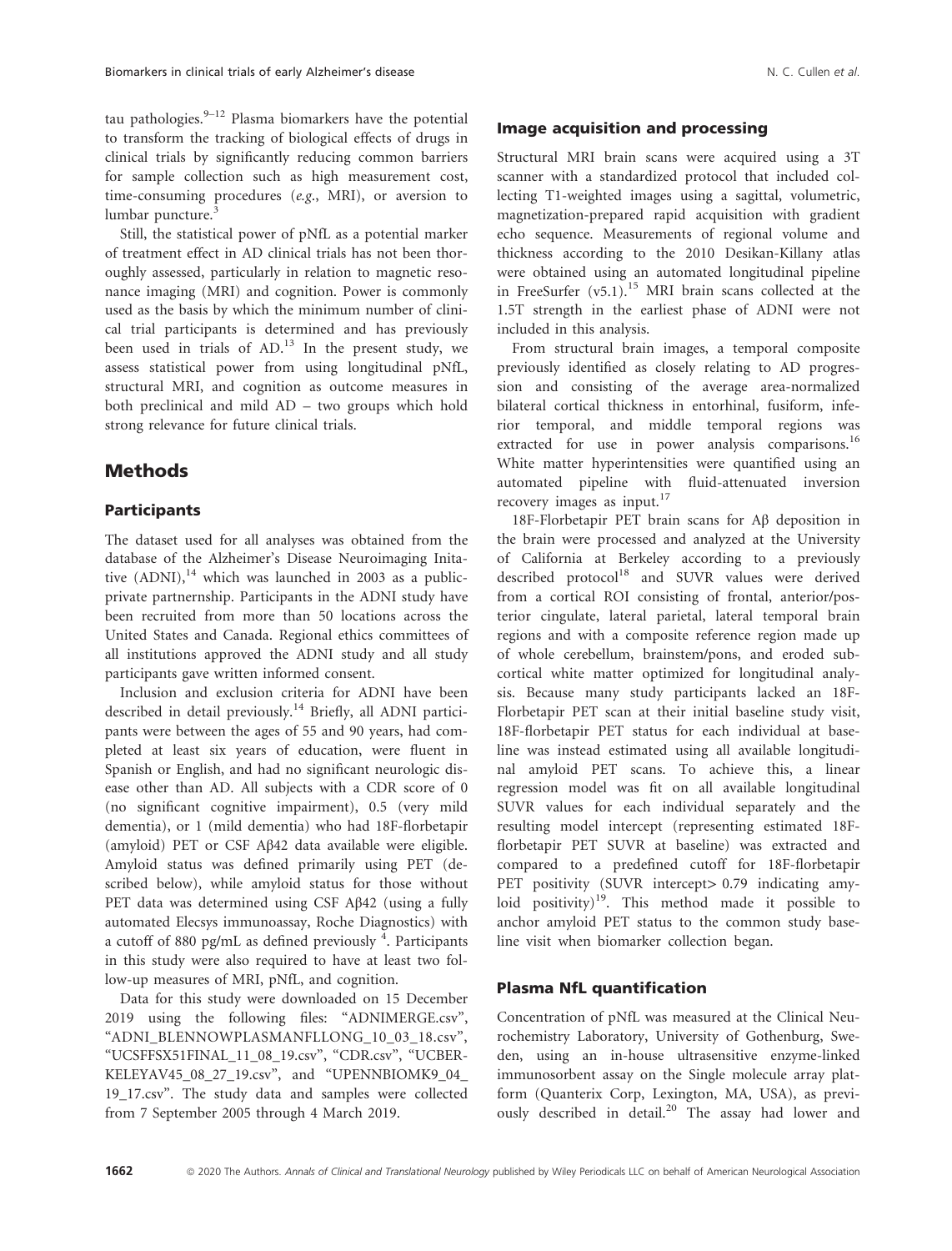tau pathologies.[9–12] Plasma biomarkers have the potential to transform the tracking of biological effects of drugs in clinical trials by significantly reducing common barriers for sample collection such as high measurement cost, time-consuming procedures (*e.g.*, MRI), or aversion to lumbar puncture.[3]

Still, the statistical power of pNfL as a potential marker of treatment effect in AD clinical trials has not been thoroughly assessed, particularly in relation to magnetic resonance imaging (MRI) and cognition. Power is commonly used as the basis by which the minimum number of clinical trial participants is determined and has previously been used in trials of AD.[13] In the present study, we assess statistical power from using longitudinal pNfL, structural MRI, and cognition as outcome measures in both preclinical and mild AD – two groups which hold strong relevance for future clinical trials.

# Methods

## Participants

The dataset used for all analyses was obtained from the database of the Alzheimer's Disease Neuroimaging Initative (ADNI),[14] which was launched in 2003 as a public-private partnernship. Participants in the ADNI study have been recruited from more than 50 locations across the United States and Canada. Regional ethics committees of all institutions approved the ADNI study and all study participants gave written informed consent.

Inclusion and exclusion criteria for ADNI have been described in detail previously.[14] Briefly, all ADNI participants were between the ages of 55 and 90 years, had completed at least six years of education, were fluent in Spanish or English, and had no significant neurologic disease other than AD. All subjects with a CDR score of 0 (no significant cognitive impairment), 0.5 (very mild dementia), or 1 (mild dementia) who had 18F-florbetapir (amyloid) PET or CSF Aβ42 data available were eligible. Amyloid status was defined primarily using PET (described below), while amyloid status for those without PET data was determined using CSF Aβ42 (using a fully automated Elecsys immunoassay, Roche Diagnostics) with a cutoff of 880 pg/mL as defined previously [4]. Participants in this study were also required to have at least two follow-up measures of MRI, pNfL, and cognition.

Data for this study were downloaded on 15 December 2019 using the following files: "ADNIMERGE.csv", "ADNI_BLENNOWPLASMANFLLONG_10_03_18.csv", "UCSFFSX51FINAL_11_08_19.csv", "CDR.csv", "UCBERKELEYAV45_08_27_19.csv", and "UPENNBIOMK9_04_19_17.csv". The study data and samples were collected from 7 September 2005 through 4 March 2019.

## Image acquisition and processing

Structural MRI brain scans were acquired using a 3T scanner with a standardized protocol that included collecting T1-weighted images using a sagittal, volumetric, magnetization-prepared rapid acquisition with gradient echo sequence. Measurements of regional volume and thickness according to the 2010 Desikan-Killany atlas were obtained using an automated longitudinal pipeline in FreeSurfer (v5.1).[15] MRI brain scans collected at the 1.5T strength in the earliest phase of ADNI were not included in this analysis.

From structural brain images, a temporal composite previously identified as closely relating to AD progression and consisting of the average area-normalized bilateral cortical thickness in entorhinal, fusiform, inferior temporal, and middle temporal regions was extracted for use in power analysis comparisons.[16] White matter hyperintensities were quantified using an automated pipeline with fluid-attenuated inversion recovery images as input.[17]

18F-Florbetapir PET brain scans for Aβ deposition in the brain were processed and analyzed at the University of California at Berkeley according to a previously described protocol[18] and SUVR values were derived from a cortical ROI consisting of frontal, anterior/posterior cingulate, lateral parietal, lateral temporal brain regions and with a composite reference region made up of whole cerebellum, brainstem/pons, and eroded subcortical white matter optimized for longitudinal analysis. Because many study participants lacked an 18F-Florbetapir PET scan at their initial baseline study visit, 18F-florbetapir PET status for each individual at baseline was instead estimated using all available longitudinal amyloid PET scans. To achieve this, a linear regression model was fit on all available longitudinal SUVR values for each individual separately and the resulting model intercept (representing estimated 18F-florbetapir PET SUVR at baseline) was extracted and compared to a predefined cutoff for 18F-florbetapir PET positivity (SUVR intercept$>$ 0.79 indicating amyloid positivity)[19]. This method made it possible to anchor amyloid PET status to the common study baseline visit when biomarker collection began.

## Plasma NfL quantification

Concentration of pNfL was measured at the Clinical Neurochemistry Laboratory, University of Gothenburg, Sweden, using an in-house ultrasensitive enzyme-linked immunosorbent assay on the Single molecule array platform (Quanterix Corp, Lexington, MA, USA), as previously described in detail.[20] The assay had lower and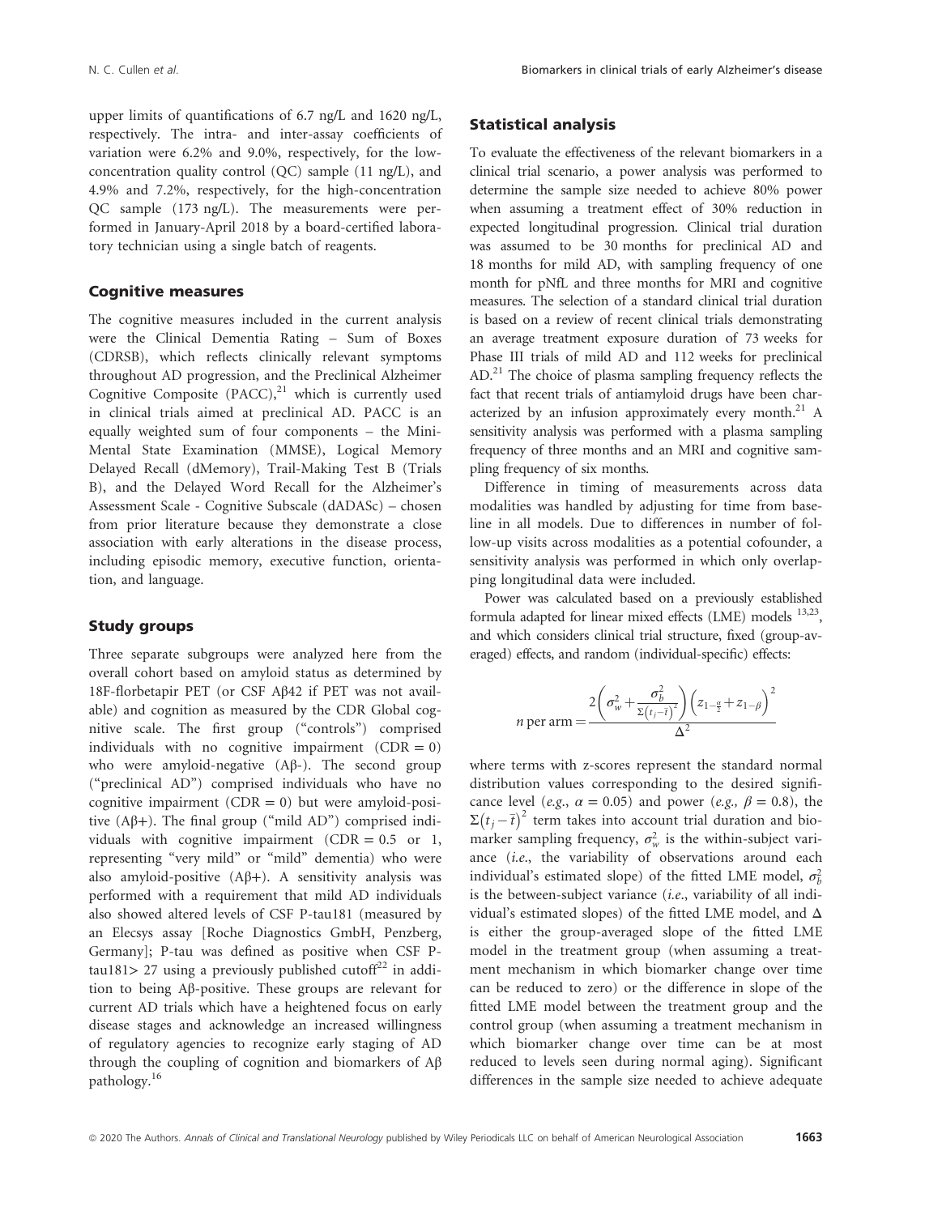upper limits of quantifications of 6.7 ng/L and 1620 ng/L, respectively. The intra- and inter-assay coefficients of variation were 6.2% and 9.0%, respectively, for the low-concentration quality control (QC) sample (11 ng/L), and 4.9% and 7.2%, respectively, for the high-concentration QC sample (173 ng/L). The measurements were performed in January-April 2018 by a board-certified laboratory technician using a single batch of reagents.

### Cognitive measures

The cognitive measures included in the current analysis were the Clinical Dementia Rating – Sum of Boxes (CDRSB), which reflects clinically relevant symptoms throughout AD progression, and the Preclinical Alzheimer Cognitive Composite (PACC),[21] which is currently used in clinical trials aimed at preclinical AD. PACC is an equally weighted sum of four components – the Mini-Mental State Examination (MMSE), Logical Memory Delayed Recall (dMemory), Trail-Making Test B (Trials B), and the Delayed Word Recall for the Alzheimer's Assessment Scale - Cognitive Subscale (dADASc) – chosen from prior literature because they demonstrate a close association with early alterations in the disease process, including episodic memory, executive function, orientation, and language.

### Study groups

Three separate subgroups were analyzed here from the overall cohort based on amyloid status as determined by 18F-florbetapir PET (or CSF Aβ42 if PET was not available) and cognition as measured by the CDR Global cognitive scale. The first group ("controls") comprised individuals with no cognitive impairment (CDR = 0) who were amyloid-negative (Aβ-). The second group ("preclinical AD") comprised individuals who have no cognitive impairment (CDR = 0) but were amyloid-positive (Aβ+). The final group ("mild AD") comprised individuals with cognitive impairment (CDR = 0.5 or 1, representing "very mild" or "mild" dementia) who were also amyloid-positive (Aβ+). A sensitivity analysis was performed with a requirement that mild AD individuals also showed altered levels of CSF P-tau181 (measured by an Elecsys assay [Roche Diagnostics GmbH, Penzberg, Germany]; P-tau was defined as positive when CSF P-tau181> 27 using a previously published cutoff[22] in addition to being Aβ-positive. These groups are relevant for current AD trials which have a heightened focus on early disease stages and acknowledge an increased willingness of regulatory agencies to recognize early staging of AD through the coupling of cognition and biomarkers of Aβ pathology.[16]

### Statistical analysis

To evaluate the effectiveness of the relevant biomarkers in a clinical trial scenario, a power analysis was performed to determine the sample size needed to achieve 80% power when assuming a treatment effect of 30% reduction in expected longitudinal progression. Clinical trial duration was assumed to be 30 months for preclinical AD and 18 months for mild AD, with sampling frequency of one month for pNfL and three months for MRI and cognitive measures. The selection of a standard clinical trial duration is based on a review of recent clinical trials demonstrating an average treatment exposure duration of 73 weeks for Phase III trials of mild AD and 112 weeks for preclinical AD.[21] The choice of plasma sampling frequency reflects the fact that recent trials of antiamyloid drugs have been characterized by an infusion approximately every month.[21] A sensitivity analysis was performed with a plasma sampling frequency of three months and an MRI and cognitive sampling frequency of six months.

Difference in timing of measurements across data modalities was handled by adjusting for time from baseline in all models. Due to differences in number of follow-up visits across modalities as a potential cofounder, a sensitivity analysis was performed in which only overlapping longitudinal data were included.

Power was calculated based on a previously established formula adapted for linear mixed effects (LME) models [13,23], and which considers clinical trial structure, fixed (group-averaged) effects, and random (individual-specific) effects:

$$n \text{ per arm} = \frac{2\left(\sigma_w^2 + \frac{\sigma_b^2}{\Sigma\left(t_j - \bar{t}\right)^2}\right)\left(z_{1-\frac{\alpha}{2}} + z_{1-\beta}\right)^2}{\Delta^2}$$

where terms with z-scores represent the standard normal distribution values corresponding to the desired significance level (*e.g.*, $\alpha = 0.05$) and power (*e.g.*, $\beta = 0.8$), the $\Sigma\left(t_j - \bar{t}\right)^2$ term takes into account trial duration and biomarker sampling frequency, $\sigma_w^2$ is the within-subject variance (*i.e.*, the variability of observations around each individual's estimated slope) of the fitted LME model, $\sigma_b^2$ is the between-subject variance (*i.e.*, variability of all individual's estimated slopes) of the fitted LME model, and $\Delta$ is either the group-averaged slope of the fitted LME model in the treatment group (when assuming a treatment mechanism in which biomarker change over time can be reduced to zero) or the difference in slope of the fitted LME model between the treatment group and the control group (when assuming a treatment mechanism in which biomarker change over time can be at most reduced to levels seen during normal aging). Significant differences in the sample size needed to achieve adequate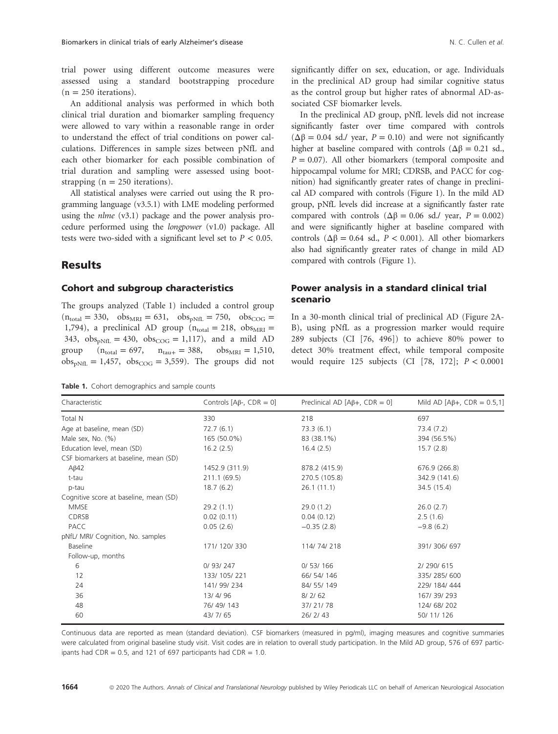trial power using different outcome measures were assessed using a standard bootstrapping procedure (n = 250 iterations).

An additional analysis was performed in which both clinical trial duration and biomarker sampling frequency were allowed to vary within a reasonable range in order to understand the effect of trial conditions on power calculations. Differences in sample sizes between pNfL and each other biomarker for each possible combination of trial duration and sampling were assessed using bootstrapping (n = 250 iterations).

All statistical analyses were carried out using the R programming language (v3.5.1) with LME modeling performed using the *nlme* (v3.1) package and the power analysis procedure performed using the *longpower* (v1.0) package. All tests were two-sided with a significant level set to $P < 0.05$.

## Results

### Cohort and subgroup characteristics

The groups analyzed (Table 1) included a control group ($n_{total} = 330$, $obs_{MRI} = 631$, $obs_{pNfL} = 750$, $obs_{COG} = 1{,}794$), a preclinical AD group ($n_{total} = 218$, $obs_{MRI} = 343$, $obs_{pNfL} = 430$, $obs_{COG} = 1{,}117$), and a mild AD group ($n_{total} = 697$, $n_{tau+} = 388$, $obs_{MRI} = 1{,}510$, $obs_{pNfL} = 1{,}457$, $obs_{COG} = 3{,}559$). The groups did not significantly differ on sex, education, or age. Individuals in the preclinical AD group had similar cognitive status as the control group but higher rates of abnormal AD-associated CSF biomarker levels.

In the preclinical AD group, pNfL levels did not increase significantly faster over time compared with controls ($\Delta\beta = 0.04$ sd./ year, $P = 0.10$) and were not significantly higher at baseline compared with controls ($\Delta\beta = 0.21$ sd., $P = 0.07$). All other biomarkers (temporal composite and hippocampal volume for MRI; CDRSB, and PACC for cognition) had significantly greater rates of change in preclinical AD compared with controls (Figure 1). In the mild AD group, pNfL levels did increase at a significantly faster rate compared with controls ($\Delta\beta = 0.06$ sd./ year, $P = 0.002$) and were significantly higher at baseline compared with controls ($\Delta\beta = 0.64$ sd., $P < 0.001$). All other biomarkers also had significantly greater rates of change in mild AD compared with controls (Figure 1).

### Power analysis in a standard clinical trial scenario

In a 30-month clinical trial of preclinical AD (Figure 2A-B), using pNfL as a progression marker would require 289 subjects (CI [76, 496]) to achieve 80% power to detect 30% treatment effect, while temporal composite would require 125 subjects (CI [78, 172]; $P < 0.0001$

**Table 1.** Cohort demographics and sample counts

| Characteristic | Controls [Aβ-, CDR = 0] | Preclinical AD [Aβ+, CDR = 0] | Mild AD [Aβ+, CDR = 0.5,1] |
|---|---|---|---|
| Total N | 330 | 218 | 697 |
| Age at baseline, mean (SD) | 72.7 (6.1) | 73.3 (6.1) | 73.4 (7.2) |
| Male sex, No. (%) | 165 (50.0%) | 83 (38.1%) | 394 (56.5%) |
| Education level, mean (SD) | 16.2 (2.5) | 16.4 (2.5) | 15.7 (2.8) |
| CSF biomarkers at baseline, mean (SD) | | | |
| Aβ42 | 1452.9 (311.9) | 878.2 (415.9) | 676.9 (266.8) |
| t-tau | 211.1 (69.5) | 270.5 (105.8) | 342.9 (141.6) |
| p-tau | 18.7 (6.2) | 26.1 (11.1) | 34.5 (15.4) |
| Cognitive score at baseline, mean (SD) | | | |
| MMSE | 29.2 (1.1) | 29.0 (1.2) | 26.0 (2.7) |
| CDRSB | 0.02 (0.11) | 0.04 (0.12) | 2.5 (1.6) |
| PACC | 0.05 (2.6) | −0.35 (2.8) | −9.8 (6.2) |
| pNfL/ MRI/ Cognition, No. samples | | | |
| Baseline | 171/ 120/ 330 | 114/ 74/ 218 | 391/ 306/ 697 |
| Follow-up, months | | | |
| 6 | 0/ 93/ 247 | 0/ 53/ 166 | 2/ 290/ 615 |
| 12 | 133/ 105/ 221 | 66/ 54/ 146 | 335/ 285/ 600 |
| 24 | 141/ 99/ 234 | 84/ 55/ 149 | 229/ 184/ 444 |
| 36 | 13/ 4/ 96 | 8/ 2/ 62 | 167/ 39/ 293 |
| 48 | 76/ 49/ 143 | 37/ 21/ 78 | 124/ 68/ 202 |
| 60 | 43/ 7/ 65 | 26/ 2/ 43 | 50/ 11/ 126 |

Continuous data are reported as mean (standard deviation). CSF biomarkers (measured in pg/ml), imaging measures and cognitive summaries were calculated from original baseline study visit. Visit codes are in relation to overall study participation. In the Mild AD group, 576 of 697 participants had CDR = 0.5, and 121 of 697 participants had CDR = 1.0.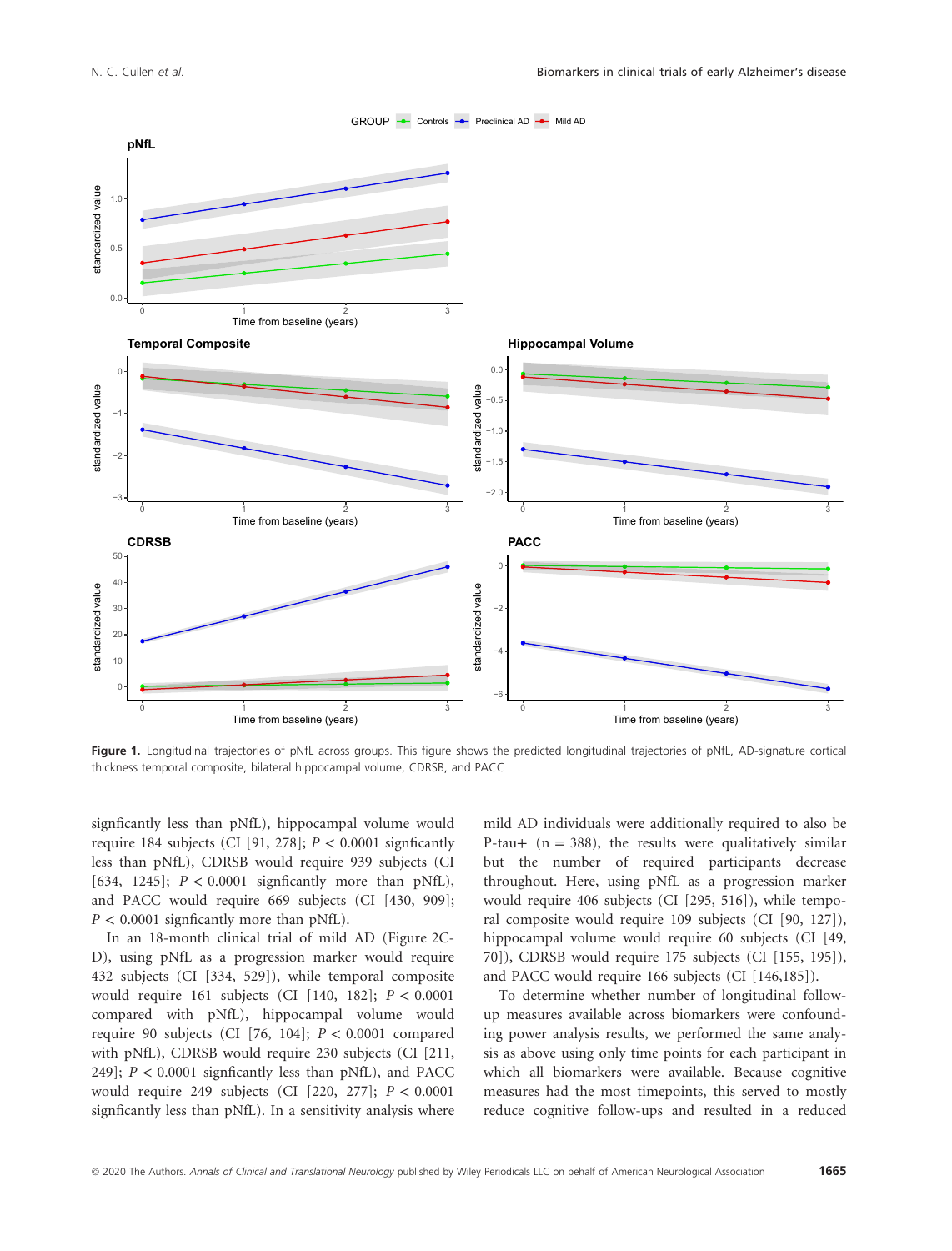**Figure 1.** Longitudinal trajectories of pNfL across groups. This figure shows the predicted longitudinal trajectories of pNfL, AD-signature cortical thickness temporal composite, bilateral hippocampal volume, CDRSB, and PACC

signficantly less than pNfL), hippocampal volume would require 184 subjects (CI [91, 278]; $P < 0.0001$ signficantly less than pNfL), CDRSB would require 939 subjects (CI [634, 1245]; $P < 0.0001$ signficantly more than pNfL), and PACC would require 669 subjects (CI [430, 909]; $P < 0.0001$ signficantly more than pNfL).

In an 18-month clinical trial of mild AD (Figure 2C-D), using pNfL as a progression marker would require 432 subjects (CI [334, 529]), while temporal composite would require 161 subjects (CI [140, 182]; $P < 0.0001$ compared with pNfL), hippocampal volume would require 90 subjects (CI [76, 104]; $P < 0.0001$ compared with pNfL), CDRSB would require 230 subjects (CI [211, 249]; $P < 0.0001$ signficantly less than pNfL), and PACC would require 249 subjects (CI [220, 277]; $P < 0.0001$ signficantly less than pNfL). In a sensitivity analysis where mild AD individuals were additionally required to also be P-tau+ (n = 388), the results were qualitatively similar but the number of required participants decrease throughout. Here, using pNfL as a progression marker would require 406 subjects (CI [295, 516]), while temporal composite would require 109 subjects (CI [90, 127]), hippocampal volume would require 60 subjects (CI [49, 70]), CDRSB would require 175 subjects (CI [155, 195]), and PACC would require 166 subjects (CI [146,185]).

To determine whether number of longitudinal follow-up measures available across biomarkers were confounding power analysis results, we performed the same analysis as above using only time points for each participant in which all biomarkers were available. Because cognitive measures had the most timepoints, this served to mostly reduce cognitive follow-ups and resulted in a reduced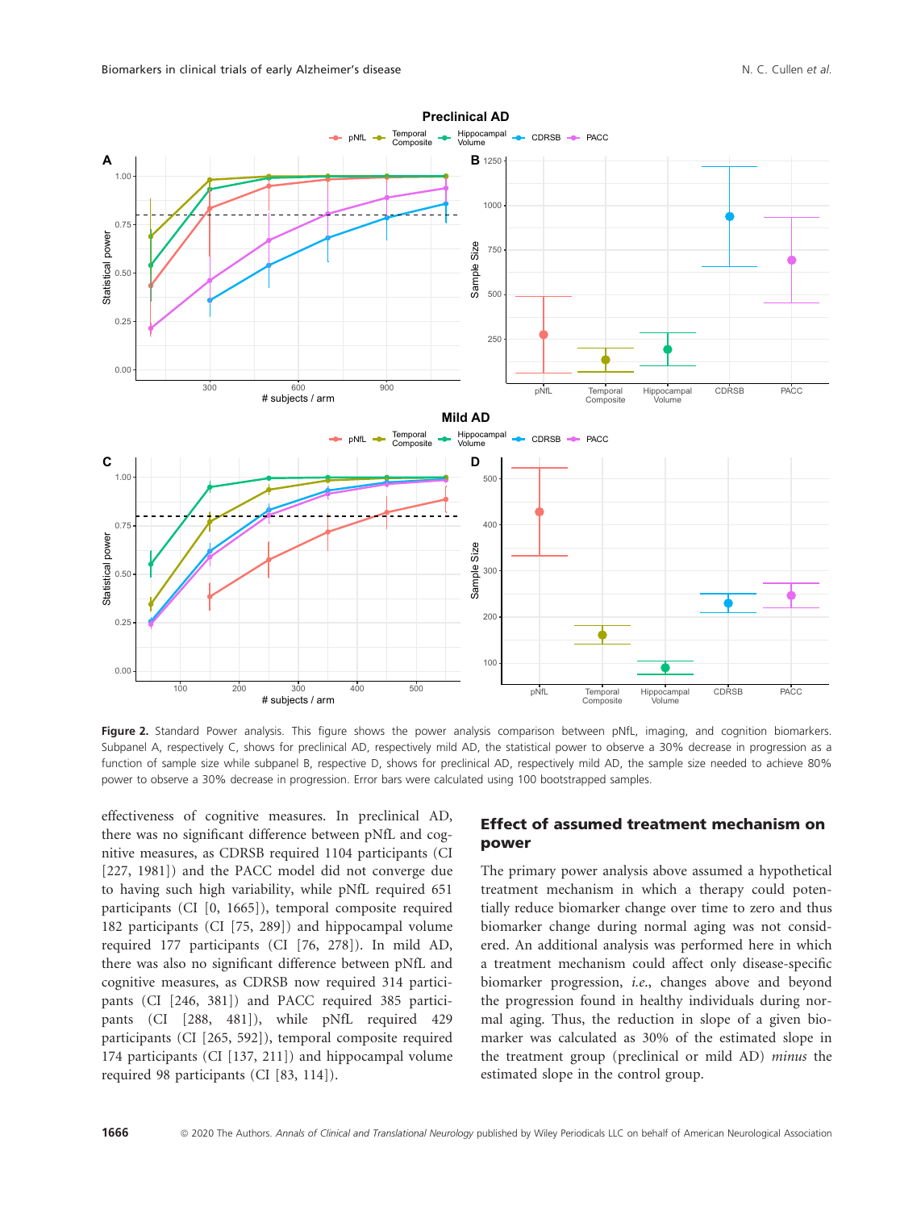**Figure 2.** Standard Power analysis. This figure shows the power analysis comparison between pNfL, imaging, and cognition biomarkers. Subpanel A, respectively C, shows for preclinical AD, respectively mild AD, the statistical power to observe a 30% decrease in progression as a function of sample size while subpanel B, respective D, shows for preclinical AD, respectively mild AD, the sample size needed to achieve 80% power to observe a 30% decrease in progression. Error bars were calculated using 100 bootstrapped samples.

effectiveness of cognitive measures. In preclinical AD, there was no significant difference between pNfL and cognitive measures, as CDRSB required 1104 participants (CI [227, 1981]) and the PACC model did not converge due to having such high variability, while pNfL required 651 participants (CI [0, 1665]), temporal composite required 182 participants (CI [75, 289]) and hippocampal volume required 177 participants (CI [76, 278]). In mild AD, there was also no significant difference between pNfL and cognitive measures, as CDRSB now required 314 participants (CI [246, 381]) and PACC required 385 participants (CI [288, 481]), while pNfL required 429 participants (CI [265, 592]), temporal composite required 174 participants (CI [137, 211]) and hippocampal volume required 98 participants (CI [83, 114]).

## Effect of assumed treatment mechanism on power

The primary power analysis above assumed a hypothetical treatment mechanism in which a therapy could potentially reduce biomarker change over time to zero and thus biomarker change during normal aging was not considered. An additional analysis was performed here in which a treatment mechanism could affect only disease-specific biomarker progression, *i.e.*, changes above and beyond the progression found in healthy individuals during normal aging. Thus, the reduction in slope of a given biomarker was calculated as 30% of the estimated slope in the treatment group (preclinical or mild AD) *minus* the estimated slope in the control group.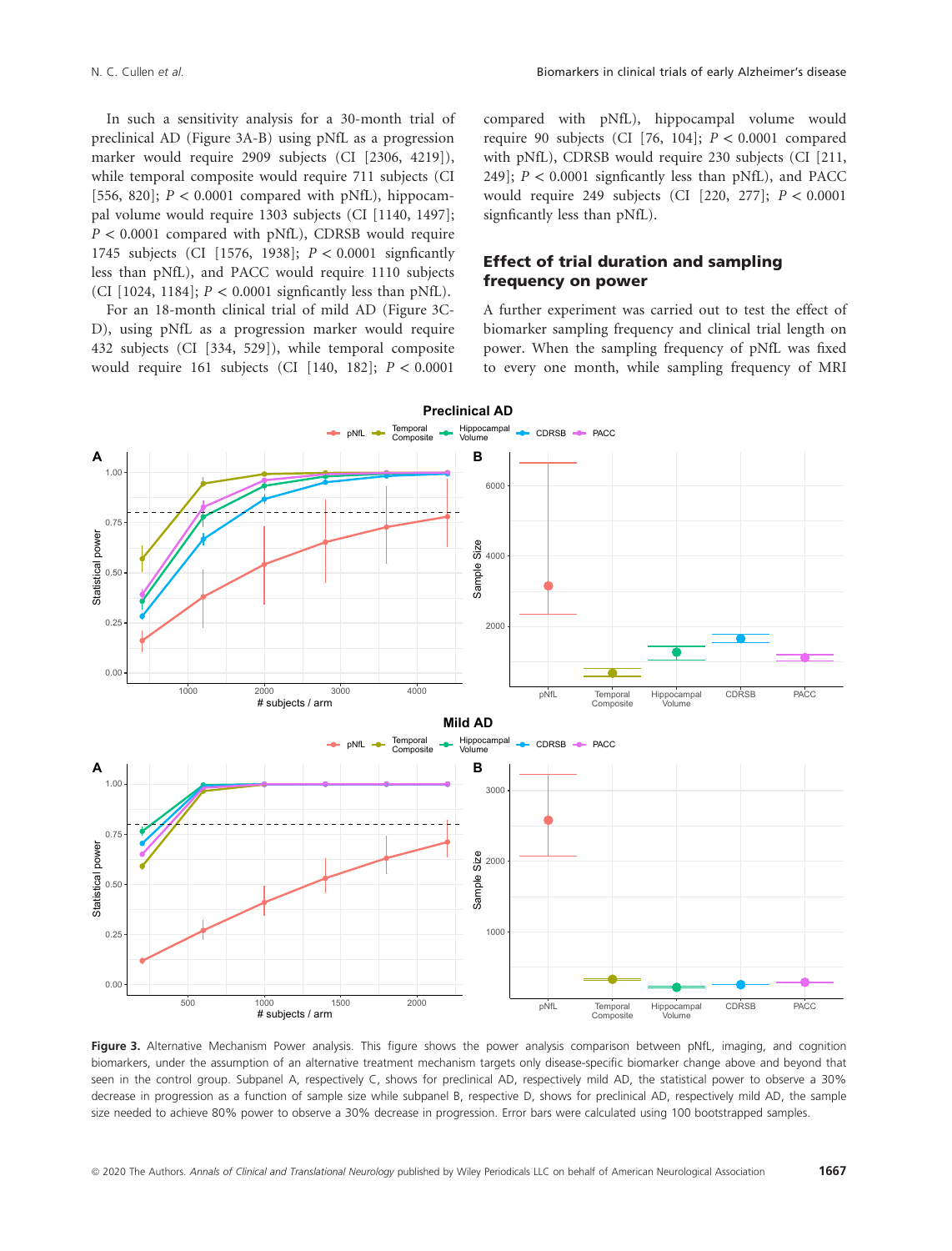In such a sensitivity analysis for a 30-month trial of preclinical AD (Figure 3A-B) using pNfL as a progression marker would require 2909 subjects (CI [2306, 4219]), while temporal composite would require 711 subjects (CI [556, 820]; $P < 0.0001$ compared with pNfL), hippocampal volume would require 1303 subjects (CI [1140, 1497]; $P < 0.0001$ compared with pNfL), CDRSB would require 1745 subjects (CI [1576, 1938]; $P < 0.0001$ signficantly less than pNfL), and PACC would require 1110 subjects (CI [1024, 1184]; $P < 0.0001$ signficantly less than pNfL).

For an 18-month clinical trial of mild AD (Figure 3C-D), using pNfL as a progression marker would require 432 subjects (CI [334, 529]), while temporal composite would require 161 subjects (CI [140, 182]; $P < 0.0001$ compared with pNfL), hippocampal volume would require 90 subjects (CI [76, 104]; $P < 0.0001$ compared with pNfL), CDRSB would require 230 subjects (CI [211, 249]; $P < 0.0001$ signficantly less than pNfL), and PACC would require 249 subjects (CI [220, 277]; $P < 0.0001$ signficantly less than pNfL).

## Effect of trial duration and sampling frequency on power

A further experiment was carried out to test the effect of biomarker sampling frequency and clinical trial length on power. When the sampling frequency of pNfL was fixed to every one month, while sampling frequency of MRI

**Figure 3.** Alternative Mechanism Power analysis. This figure shows the power analysis comparison between pNfL, imaging, and cognition biomarkers, under the assumption of an alternative treatment mechanism targets only disease-specific biomarker change above and beyond that seen in the control group. Subpanel A, respectively C, shows for preclinical AD, respectively mild AD, the statistical power to observe a 30% decrease in progression as a function of sample size while subpanel B, respective D, shows for preclinical AD, respectively mild AD, the sample size needed to achieve 80% power to observe a 30% decrease in progression. Error bars were calculated using 100 bootstrapped samples.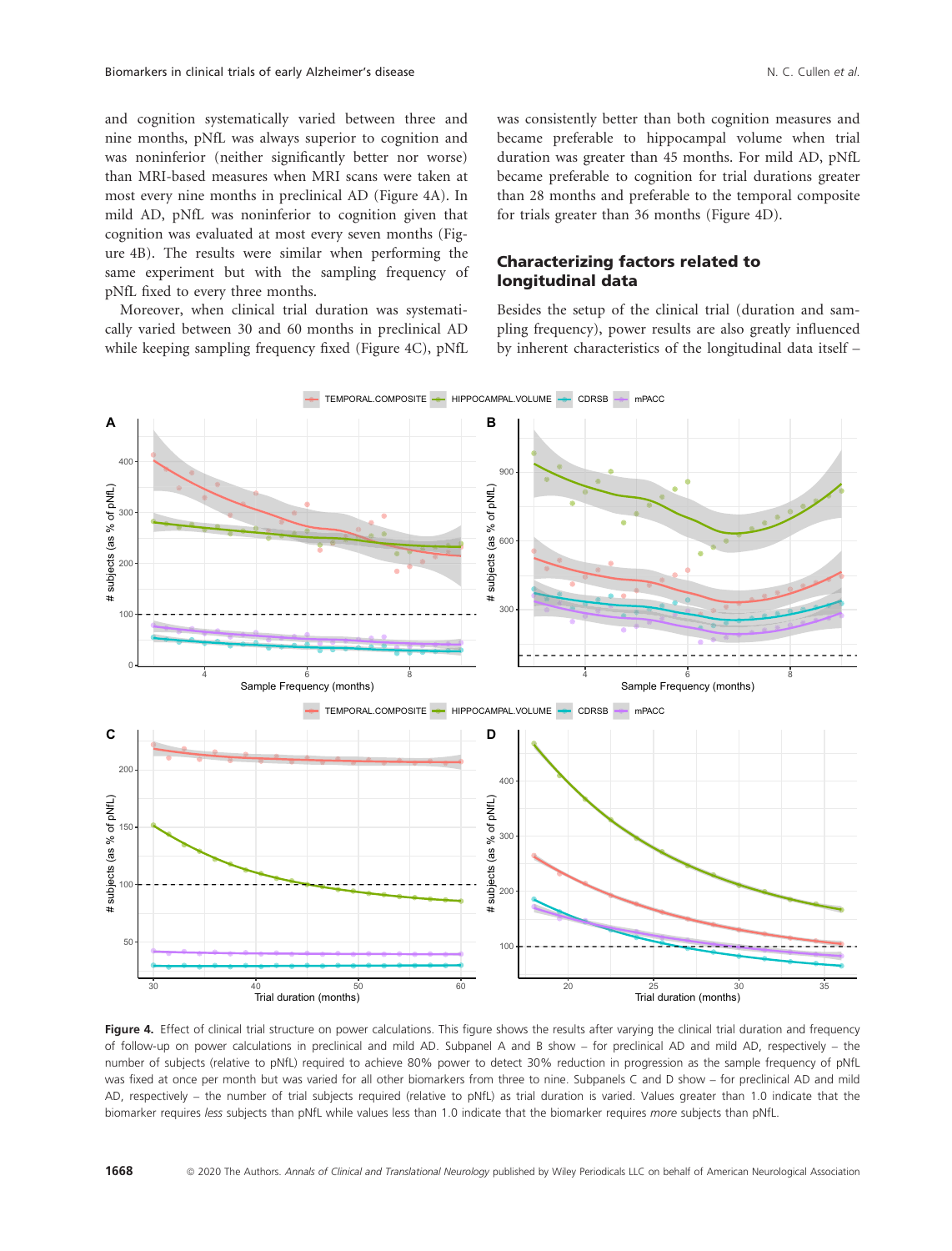and cognition systematically varied between three and nine months, pNfL was always superior to cognition and was noninferior (neither significantly better nor worse) than MRI-based measures when MRI scans were taken at most every nine months in preclinical AD (Figure 4A). In mild AD, pNfL was noninferior to cognition given that cognition was evaluated at most every seven months (Figure 4B). The results were similar when performing the same experiment but with the sampling frequency of pNfL fixed to every three months.

Moreover, when clinical trial duration was systematically varied between 30 and 60 months in preclinical AD while keeping sampling frequency fixed (Figure 4C), pNfL was consistently better than both cognition measures and became preferable to hippocampal volume when trial duration was greater than 45 months. For mild AD, pNfL became preferable to cognition for trial durations greater than 28 months and preferable to the temporal composite for trials greater than 36 months (Figure 4D).

## Characterizing factors related to longitudinal data

Besides the setup of the clinical trial (duration and sampling frequency), power results are also greatly influenced by inherent characteristics of the longitudinal data itself –

**Figure 4.** Effect of clinical trial structure on power calculations. This figure shows the results after varying the clinical trial duration and frequency of follow-up on power calculations in preclinical and mild AD. Subpanel A and B show – for preclinical AD and mild AD, respectively – the number of subjects (relative to pNfL) required to achieve 80% power to detect 30% reduction in progression as the sample frequency of pNfL was fixed at once per month but was varied for all other biomarkers from three to nine. Subpanels C and D show – for preclinical AD and mild AD, respectively – the number of trial subjects required (relative to pNfL) as trial duration is varied. Values greater than 1.0 indicate that the biomarker requires *less* subjects than pNfL while values less than 1.0 indicate that the biomarker requires *more* subjects than pNfL.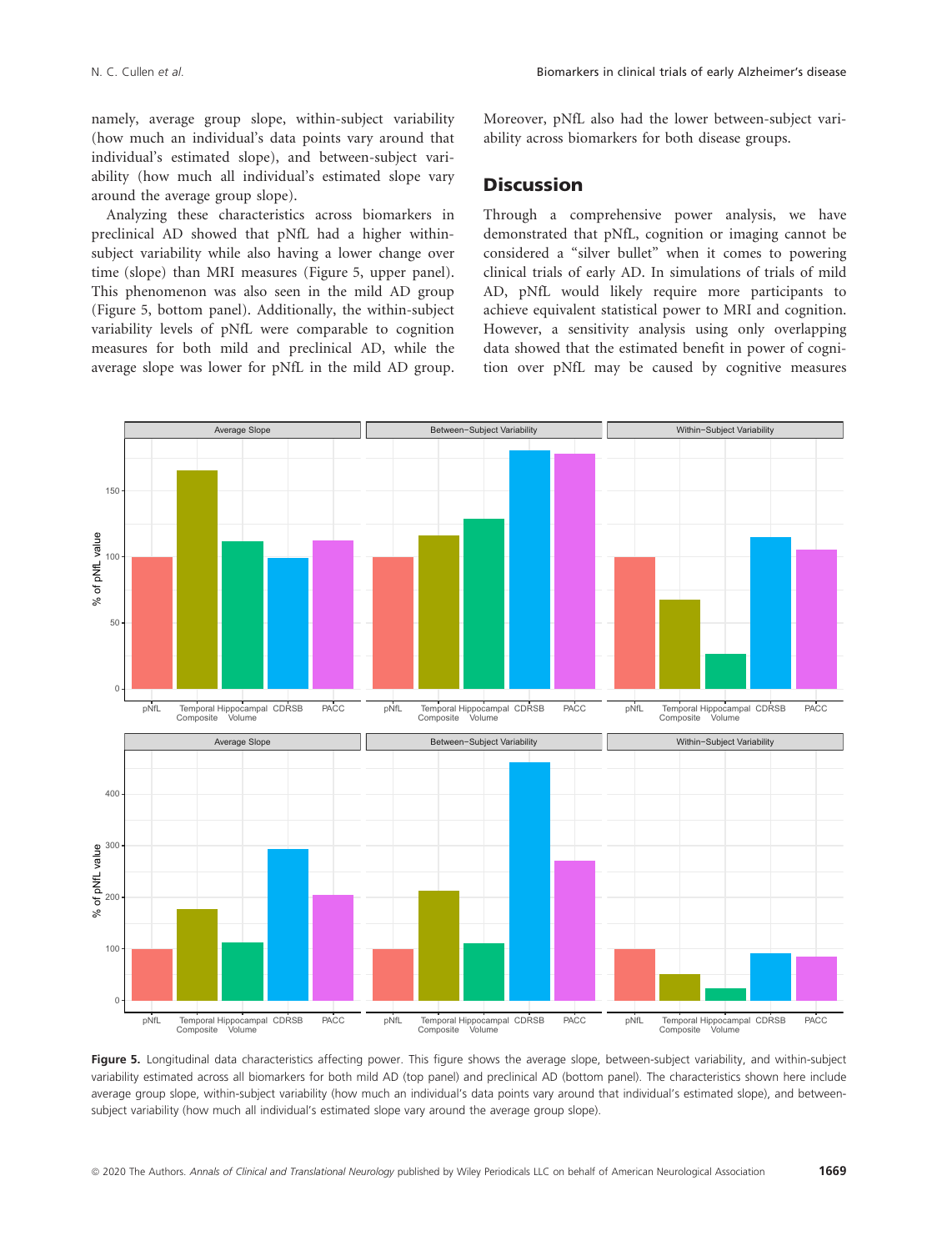namely, average group slope, within-subject variability (how much an individual's data points vary around that individual's estimated slope), and between-subject variability (how much all individual's estimated slope vary around the average group slope).

Analyzing these characteristics across biomarkers in preclinical AD showed that pNfL had a higher within-subject variability while also having a lower change over time (slope) than MRI measures (Figure 5, upper panel). This phenomenon was also seen in the mild AD group (Figure 5, bottom panel). Additionally, the within-subject variability levels of pNfL were comparable to cognition measures for both mild and preclinical AD, while the average slope was lower for pNfL in the mild AD group. Moreover, pNfL also had the lower between-subject variability across biomarkers for both disease groups.

## Discussion

Through a comprehensive power analysis, we have demonstrated that pNfL, cognition or imaging cannot be considered a "silver bullet" when it comes to powering clinical trials of early AD. In simulations of trials of mild AD, pNfL would likely require more participants to achieve equivalent statistical power to MRI and cognition. However, a sensitivity analysis using only overlapping data showed that the estimated benefit in power of cognition over pNfL may be caused by cognitive measures

**Figure 5.** Longitudinal data characteristics affecting power. This figure shows the average slope, between-subject variability, and within-subject variability estimated across all biomarkers for both mild AD (top panel) and preclinical AD (bottom panel). The characteristics shown here include average group slope, within-subject variability (how much an individual's data points vary around that individual's estimated slope), and between-subject variability (how much all individual's estimated slope vary around the average group slope).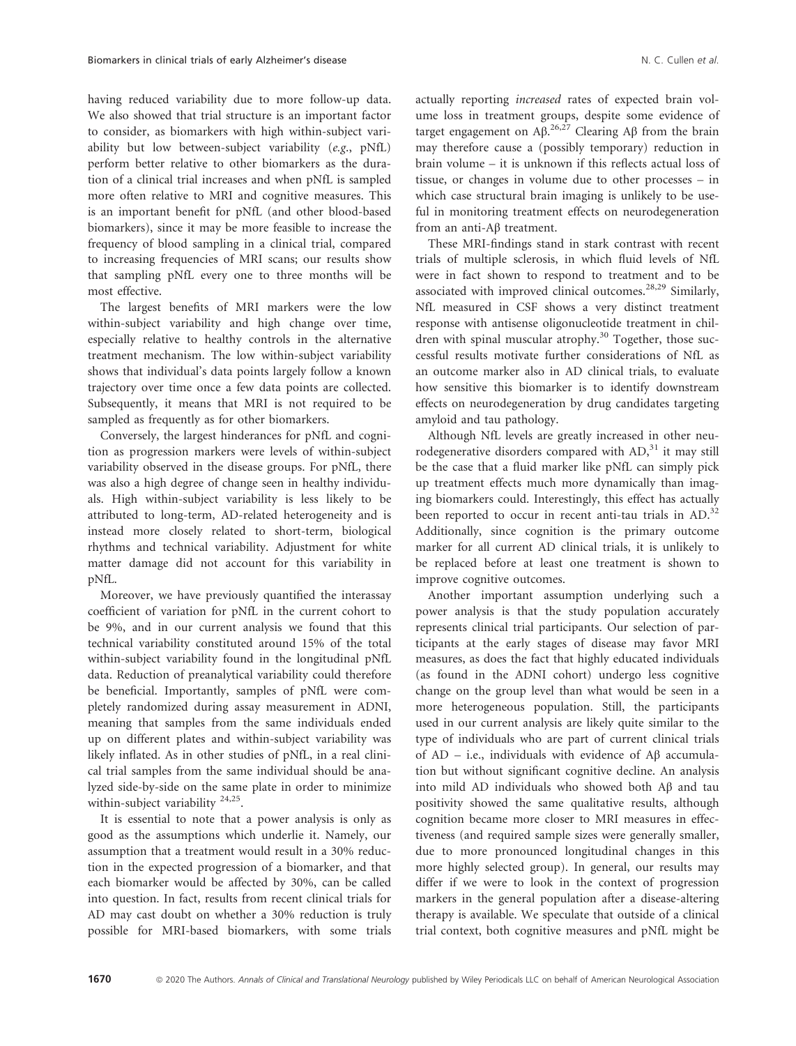having reduced variability due to more follow-up data. We also showed that trial structure is an important factor to consider, as biomarkers with high within-subject variability but low between-subject variability (*e.g.*, pNfL) perform better relative to other biomarkers as the duration of a clinical trial increases and when pNfL is sampled more often relative to MRI and cognitive measures. This is an important benefit for pNfL (and other blood-based biomarkers), since it may be more feasible to increase the frequency of blood sampling in a clinical trial, compared to increasing frequencies of MRI scans; our results show that sampling pNfL every one to three months will be most effective.

The largest benefits of MRI markers were the low within-subject variability and high change over time, especially relative to healthy controls in the alternative treatment mechanism. The low within-subject variability shows that individual's data points largely follow a known trajectory over time once a few data points are collected. Subsequently, it means that MRI is not required to be sampled as frequently as for other biomarkers.

Conversely, the largest hinderances for pNfL and cognition as progression markers were levels of within-subject variability observed in the disease groups. For pNfL, there was also a high degree of change seen in healthy individuals. High within-subject variability is less likely to be attributed to long-term, AD-related heterogeneity and is instead more closely related to short-term, biological rhythms and technical variability. Adjustment for white matter damage did not account for this variability in pNfL.

Moreover, we have previously quantified the interassay coefficient of variation for pNfL in the current cohort to be 9%, and in our current analysis we found that this technical variability constituted around 15% of the total within-subject variability found in the longitudinal pNfL data. Reduction of preanalytical variability could therefore be beneficial. Importantly, samples of pNfL were completely randomized during assay measurement in ADNI, meaning that samples from the same individuals ended up on different plates and within-subject variability was likely inflated. As in other studies of pNfL, in a real clinical trial samples from the same individual should be analyzed side-by-side on the same plate in order to minimize within-subject variability [24,25].

It is essential to note that a power analysis is only as good as the assumptions which underlie it. Namely, our assumption that a treatment would result in a 30% reduction in the expected progression of a biomarker, and that each biomarker would be affected by 30%, can be called into question. In fact, results from recent clinical trials for AD may cast doubt on whether a 30% reduction is truly possible for MRI-based biomarkers, with some trials actually reporting *increased* rates of expected brain volume loss in treatment groups, despite some evidence of target engagement on Aβ.[26,27] Clearing Aβ from the brain may therefore cause a (possibly temporary) reduction in brain volume – it is unknown if this reflects actual loss of tissue, or changes in volume due to other processes – in which case structural brain imaging is unlikely to be useful in monitoring treatment effects on neurodegeneration from an anti-Aβ treatment.

These MRI-findings stand in stark contrast with recent trials of multiple sclerosis, in which fluid levels of NfL were in fact shown to respond to treatment and to be associated with improved clinical outcomes.[28,29] Similarly, NfL measured in CSF shows a very distinct treatment response with antisense oligonucleotide treatment in children with spinal muscular atrophy.[30] Together, those successful results motivate further considerations of NfL as an outcome marker also in AD clinical trials, to evaluate how sensitive this biomarker is to identify downstream effects on neurodegeneration by drug candidates targeting amyloid and tau pathology.

Although NfL levels are greatly increased in other neurodegenerative disorders compared with AD,[31] it may still be the case that a fluid marker like pNfL can simply pick up treatment effects much more dynamically than imaging biomarkers could. Interestingly, this effect has actually been reported to occur in recent anti-tau trials in AD.[32] Additionally, since cognition is the primary outcome marker for all current AD clinical trials, it is unlikely to be replaced before at least one treatment is shown to improve cognitive outcomes.

Another important assumption underlying such a power analysis is that the study population accurately represents clinical trial participants. Our selection of participants at the early stages of disease may favor MRI measures, as does the fact that highly educated individuals (as found in the ADNI cohort) undergo less cognitive change on the group level than what would be seen in a more heterogeneous population. Still, the participants used in our current analysis are likely quite similar to the type of individuals who are part of current clinical trials of AD – i.e., individuals with evidence of Aβ accumulation but without significant cognitive decline. An analysis into mild AD individuals who showed both Aβ and tau positivity showed the same qualitative results, although cognition became more closer to MRI measures in effectiveness (and required sample sizes were generally smaller, due to more pronounced longitudinal changes in this more highly selected group). In general, our results may differ if we were to look in the context of progression markers in the general population after a disease-altering therapy is available. We speculate that outside of a clinical trial context, both cognitive measures and pNfL might be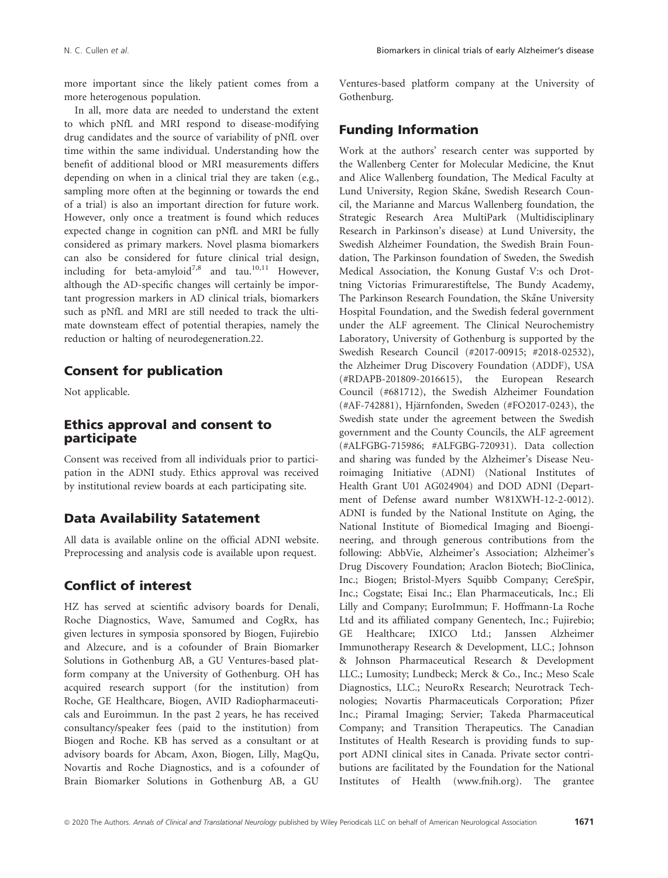more important since the likely patient comes from a more heterogenous population.

In all, more data are needed to understand the extent to which pNfL and MRI respond to disease-modifying drug candidates and the source of variability of pNfL over time within the same individual. Understanding how the benefit of additional blood or MRI measurements differs depending on when in a clinical trial they are taken (e.g., sampling more often at the beginning or towards the end of a trial) is also an important direction for future work. However, only once a treatment is found which reduces expected change in cognition can pNfL and MRI be fully considered as primary markers. Novel plasma biomarkers can also be considered for future clinical trial design, including for beta-amyloid[7,8] and tau.[10,11] However, although the AD-specific changes will certainly be important progression markers in AD clinical trials, biomarkers such as pNfL and MRI are still needed to track the ultimate downsteam effect of potential therapies, namely the reduction or halting of neurodegeneration.22.

## Consent for publication

Not applicable.

## Ethics approval and consent to participate

Consent was received from all individuals prior to participation in the ADNI study. Ethics approval was received by institutional review boards at each participating site.

## Data Availability Satatement

All data is available online on the official ADNI website. Preprocessing and analysis code is available upon request.

## Conflict of interest

HZ has served at scientific advisory boards for Denali, Roche Diagnostics, Wave, Samumed and CogRx, has given lectures in symposia sponsored by Biogen, Fujirebio and Alzecure, and is a cofounder of Brain Biomarker Solutions in Gothenburg AB, a GU Ventures-based platform company at the University of Gothenburg. OH has acquired research support (for the institution) from Roche, GE Healthcare, Biogen, AVID Radiopharmaceuticals and Euroimmun. In the past 2 years, he has received consultancy/speaker fees (paid to the institution) from Biogen and Roche. KB has served as a consultant or at advisory boards for Abcam, Axon, Biogen, Lilly, MagQu, Novartis and Roche Diagnostics, and is a cofounder of Brain Biomarker Solutions in Gothenburg AB, a GU Ventures-based platform company at the University of Gothenburg.

## Funding Information

Work at the authors' research center was supported by the Wallenberg Center for Molecular Medicine, the Knut and Alice Wallenberg foundation, The Medical Faculty at Lund University, Region Skåne, Swedish Research Council, the Marianne and Marcus Wallenberg foundation, the Strategic Research Area MultiPark (Multidisciplinary Research in Parkinson's disease) at Lund University, the Swedish Alzheimer Foundation, the Swedish Brain Foundation, The Parkinson foundation of Sweden, the Swedish Medical Association, the Konung Gustaf V:s och Drottning Victorias Frimurarestiftelse, The Bundy Academy, The Parkinson Research Foundation, the Skåne University Hospital Foundation, and the Swedish federal government under the ALF agreement. The Clinical Neurochemistry Laboratory, University of Gothenburg is supported by the Swedish Research Council (#2017-00915; #2018-02532), the Alzheimer Drug Discovery Foundation (ADDF), USA (#RDAPB-201809-2016615), the European Research Council (#681712), the Swedish Alzheimer Foundation (#AF-742881), Hjärnfonden, Sweden (#FO2017-0243), the Swedish state under the agreement between the Swedish government and the County Councils, the ALF agreement (#ALFGBG-715986; #ALFGBG-720931). Data collection and sharing was funded by the Alzheimer's Disease Neuroimaging Initiative (ADNI) (National Institutes of Health Grant U01 AG024904) and DOD ADNI (Department of Defense award number W81XWH-12-2-0012). ADNI is funded by the National Institute on Aging, the National Institute of Biomedical Imaging and Bioengineering, and through generous contributions from the following: AbbVie, Alzheimer's Association; Alzheimer's Drug Discovery Foundation; Araclon Biotech; BioClinica, Inc.; Biogen; Bristol-Myers Squibb Company; CereSpir, Inc.; Cogstate; Eisai Inc.; Elan Pharmaceuticals, Inc.; Eli Lilly and Company; EuroImmun; F. Hoffmann-La Roche Ltd and its affiliated company Genentech, Inc.; Fujirebio; GE Healthcare; IXICO Ltd.; Janssen Alzheimer Immunotherapy Research & Development, LLC.; Johnson & Johnson Pharmaceutical Research & Development LLC.; Lumosity; Lundbeck; Merck & Co., Inc.; Meso Scale Diagnostics, LLC.; NeuroRx Research; Neurotrack Technologies; Novartis Pharmaceuticals Corporation; Pfizer Inc.; Piramal Imaging; Servier; Takeda Pharmaceutical Company; and Transition Therapeutics. The Canadian Institutes of Health Research is providing funds to support ADNI clinical sites in Canada. Private sector contributions are facilitated by the Foundation for the National Institutes of Health (www.fnih.org). The grantee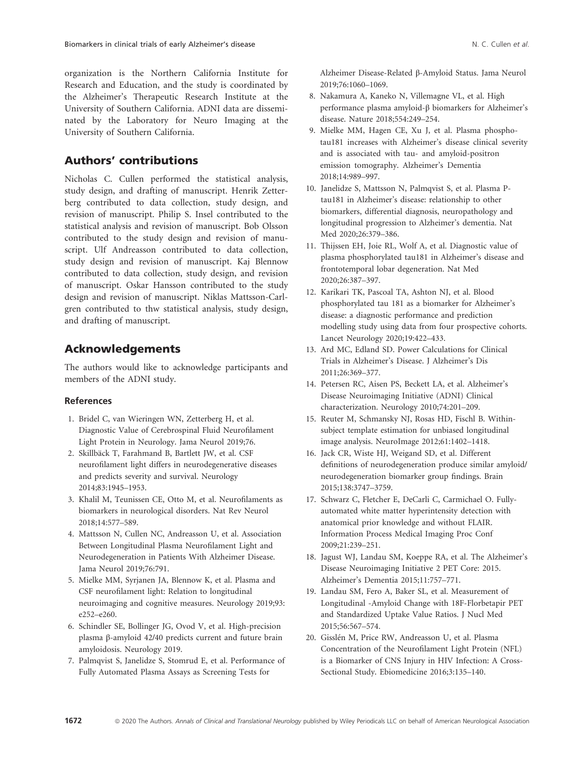organization is the Northern California Institute for Research and Education, and the study is coordinated by the Alzheimer's Therapeutic Research Institute at the University of Southern California. ADNI data are disseminated by the Laboratory for Neuro Imaging at the University of Southern California.

## Authors' contributions

Nicholas C. Cullen performed the statistical analysis, study design, and drafting of manuscript. Henrik Zetterberg contributed to data collection, study design, and revision of manuscript. Philip S. Insel contributed to the statistical analysis and revision of manuscript. Bob Olsson contributed to the study design and revision of manuscript. Ulf Andreasson contributed to data collection, study design and revision of manuscript. Kaj Blennow contributed to data collection, study design, and revision of manuscript. Oskar Hansson contributed to the study design and revision of manuscript. Niklas Mattsson-Carlgren contributed to thw statistical analysis, study design, and drafting of manuscript.

## Acknowledgements

The authors would like to acknowledge participants and members of the ADNI study.

### References

1. Bridel C, van Wieringen WN, Zetterberg H, et al. Diagnostic Value of Cerebrospinal Fluid Neurofilament Light Protein in Neurology. Jama Neurol 2019;76.
2. Skillbäck T, Farahmand B, Bartlett JW, et al. CSF neurofilament light differs in neurodegenerative diseases and predicts severity and survival. Neurology 2014;83:1945–1953.
3. Khalil M, Teunissen CE, Otto M, et al. Neurofilaments as biomarkers in neurological disorders. Nat Rev Neurol 2018;14:577–589.
4. Mattsson N, Cullen NC, Andreasson U, et al. Association Between Longitudinal Plasma Neurofilament Light and Neurodegeneration in Patients With Alzheimer Disease. Jama Neurol 2019;76:791.
5. Mielke MM, Syrjanen JA, Blennow K, et al. Plasma and CSF neurofilament light: Relation to longitudinal neuroimaging and cognitive measures. Neurology 2019;93: e252–e260.
6. Schindler SE, Bollinger JG, Ovod V, et al. High-precision plasma β-amyloid 42/40 predicts current and future brain amyloidosis. Neurology 2019.
7. Palmqvist S, Janelidze S, Stomrud E, et al. Performance of Fully Automated Plasma Assays as Screening Tests for Alzheimer Disease-Related β-Amyloid Status. Jama Neurol 2019;76:1060–1069.
8. Nakamura A, Kaneko N, Villemagne VL, et al. High performance plasma amyloid-β biomarkers for Alzheimer's disease. Nature 2018;554:249–254.
9. Mielke MM, Hagen CE, Xu J, et al. Plasma phospho-tau181 increases with Alzheimer's disease clinical severity and is associated with tau- and amyloid-positron emission tomography. Alzheimer's Dementia 2018;14:989–997.
10. Janelidze S, Mattsson N, Palmqvist S, et al. Plasma P-tau181 in Alzheimer's disease: relationship to other biomarkers, differential diagnosis, neuropathology and longitudinal progression to Alzheimer's dementia. Nat Med 2020;26:379–386.
11. Thijssen EH, Joie RL, Wolf A, et al. Diagnostic value of plasma phosphorylated tau181 in Alzheimer's disease and frontotemporal lobar degeneration. Nat Med 2020;26:387–397.
12. Karikari TK, Pascoal TA, Ashton NJ, et al. Blood phosphorylated tau 181 as a biomarker for Alzheimer's disease: a diagnostic performance and prediction modelling study using data from four prospective cohorts. Lancet Neurology 2020;19:422–433.
13. Ard MC, Edland SD. Power Calculations for Clinical Trials in Alzheimer's Disease. J Alzheimer's Dis 2011;26:369–377.
14. Petersen RC, Aisen PS, Beckett LA, et al. Alzheimer's Disease Neuroimaging Initiative (ADNI) Clinical characterization. Neurology 2010;74:201–209.
15. Reuter M, Schmansky NJ, Rosas HD, Fischl B. Within-subject template estimation for unbiased longitudinal image analysis. NeuroImage 2012;61:1402–1418.
16. Jack CR, Wiste HJ, Weigand SD, et al. Different definitions of neurodegeneration produce similar amyloid/neurodegeneration biomarker group findings. Brain 2015;138:3747–3759.
17. Schwarz C, Fletcher E, DeCarli C, Carmichael O. Fully-automated white matter hyperintensity detection with anatomical prior knowledge and without FLAIR. Information Process Medical Imaging Proc Conf 2009;21:239–251.
18. Jagust WJ, Landau SM, Koeppe RA, et al. The Alzheimer's Disease Neuroimaging Initiative 2 PET Core: 2015. Alzheimer's Dementia 2015;11:757–771.
19. Landau SM, Fero A, Baker SL, et al. Measurement of Longitudinal -Amyloid Change with 18F-Florbetapir PET and Standardized Uptake Value Ratios. J Nucl Med 2015;56:567–574.
20. Gisslén M, Price RW, Andreasson U, et al. Plasma Concentration of the Neurofilament Light Protein (NFL) is a Biomarker of CNS Injury in HIV Infection: A Cross-Sectional Study. Ebiomedicine 2016;3:135–140.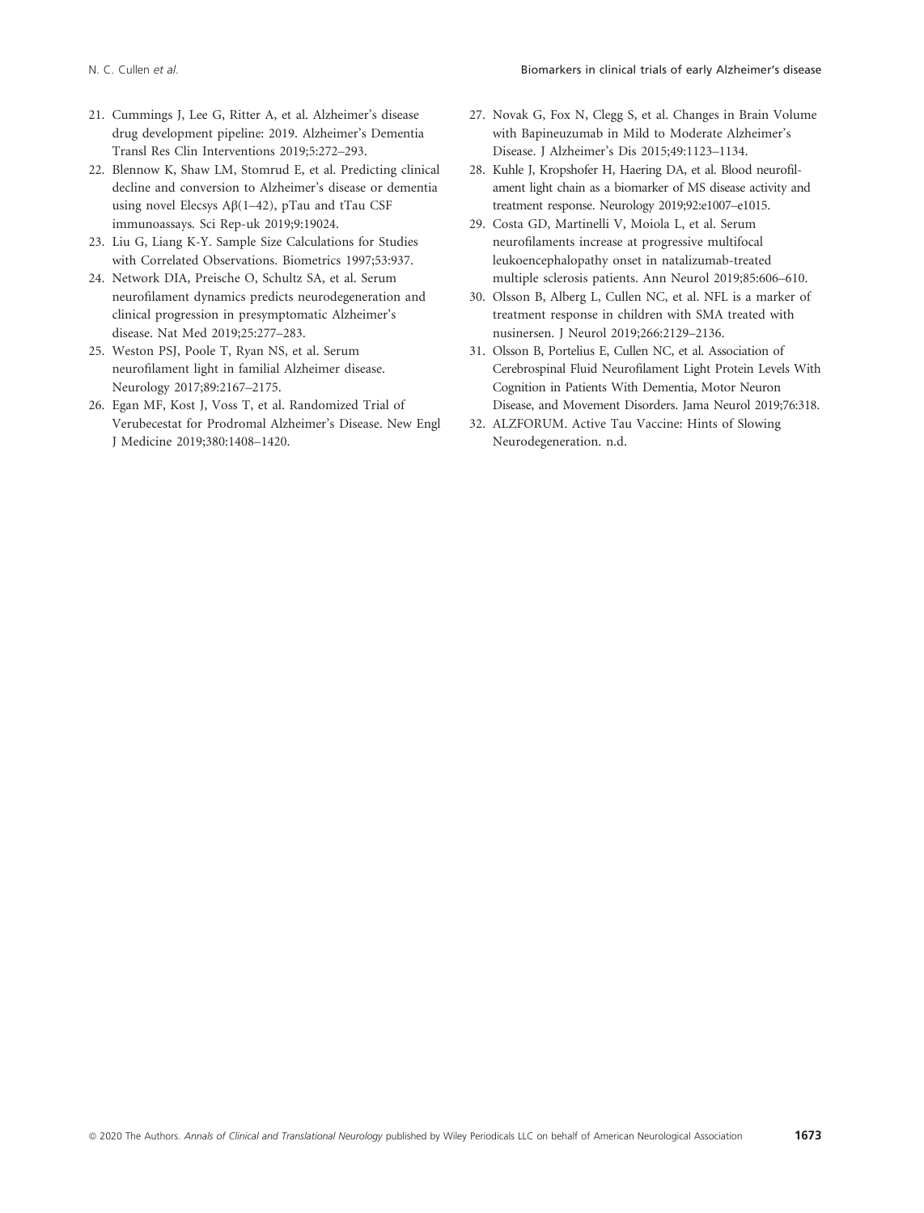21. Cummings J, Lee G, Ritter A, et al. Alzheimer's disease drug development pipeline: 2019. Alzheimer's Dementia Transl Res Clin Interventions 2019;5:272–293.
22. Blennow K, Shaw LM, Stomrud E, et al. Predicting clinical decline and conversion to Alzheimer's disease or dementia using novel Elecsys Aβ(1–42), pTau and tTau CSF immunoassays. Sci Rep-uk 2019;9:19024.
23. Liu G, Liang K-Y. Sample Size Calculations for Studies with Correlated Observations. Biometrics 1997;53:937.
24. Network DIA, Preische O, Schultz SA, et al. Serum neurofilament dynamics predicts neurodegeneration and clinical progression in presymptomatic Alzheimer's disease. Nat Med 2019;25:277–283.
25. Weston PSJ, Poole T, Ryan NS, et al. Serum neurofilament light in familial Alzheimer disease. Neurology 2017;89:2167–2175.
26. Egan MF, Kost J, Voss T, et al. Randomized Trial of Verubecestat for Prodromal Alzheimer's Disease. New Engl J Medicine 2019;380:1408–1420.
27. Novak G, Fox N, Clegg S, et al. Changes in Brain Volume with Bapineuzumab in Mild to Moderate Alzheimer's Disease. J Alzheimer's Dis 2015;49:1123–1134.
28. Kuhle J, Kropshofer H, Haering DA, et al. Blood neurofilament light chain as a biomarker of MS disease activity and treatment response. Neurology 2019;92:e1007–e1015.
29. Costa GD, Martinelli V, Moiola L, et al. Serum neurofilaments increase at progressive multifocal leukoencephalopathy onset in natalizumab-treated multiple sclerosis patients. Ann Neurol 2019;85:606–610.
30. Olsson B, Alberg L, Cullen NC, et al. NFL is a marker of treatment response in children with SMA treated with nusinersen. J Neurol 2019;266:2129–2136.
31. Olsson B, Portelius E, Cullen NC, et al. Association of Cerebrospinal Fluid Neurofilament Light Protein Levels With Cognition in Patients With Dementia, Motor Neuron Disease, and Movement Disorders. Jama Neurol 2019;76:318.
32. ALZFORUM. Active Tau Vaccine: Hints of Slowing Neurodegeneration. n.d.